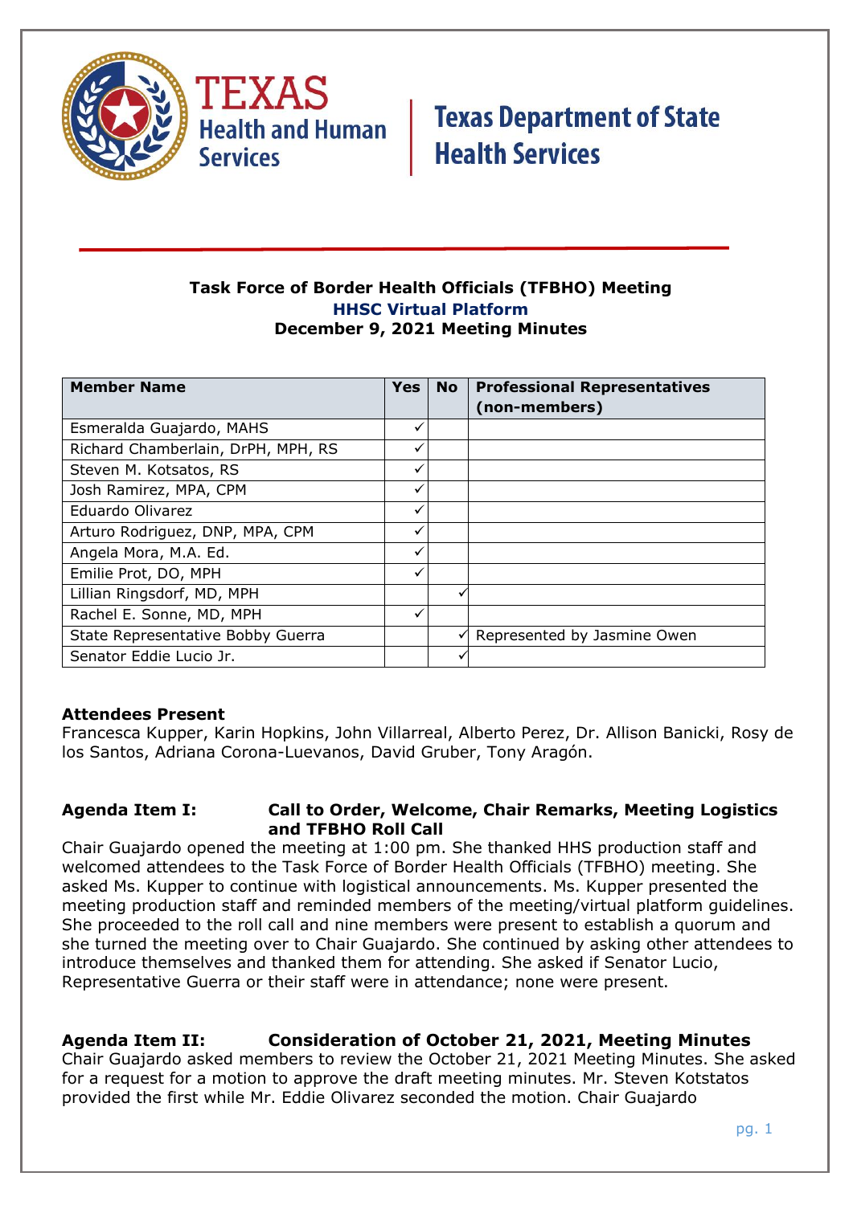Texas Health and Human Services | Texas Department of State Health Services

**Task Force of Border Health Officials (TFBHO) Meeting**
**HHSC Virtual Platform**
**December 9, 2021 Meeting Minutes**

| Member Name | Yes | No | Professional Representatives (non-members) |
|---|---|---|---|
| Esmeralda Guajardo, MAHS | ✓ | | |
| Richard Chamberlain, DrPH, MPH, RS | ✓ | | |
| Steven M. Kotsatos, RS | ✓ | | |
| Josh Ramirez, MPA, CPM | ✓ | | |
| Eduardo Olivarez | ✓ | | |
| Arturo Rodriguez, DNP, MPA, CPM | ✓ | | |
| Angela Mora, M.A. Ed. | ✓ | | |
| Emilie Prot, DO, MPH | ✓ | | |
| Lillian Ringsdorf, MD, MPH | | ✓ | |
| Rachel E. Sonne, MD, MPH | ✓ | | |
| State Representative Bobby Guerra | | ✓ | Represented by Jasmine Owen |
| Senator Eddie Lucio Jr. | | ✓ | |

**Attendees Present**
Francesca Kupper, Karin Hopkins, John Villarreal, Alberto Perez, Dr. Allison Banicki, Rosy de los Santos, Adriana Corona-Luevanos, David Gruber, Tony Aragón.

**Agenda Item I: Call to Order, Welcome, Chair Remarks, Meeting Logistics and TFBHO Roll Call**
Chair Guajardo opened the meeting at 1:00 pm. She thanked HHS production staff and welcomed attendees to the Task Force of Border Health Officials (TFBHO) meeting. She asked Ms. Kupper to continue with logistical announcements. Ms. Kupper presented the meeting production staff and reminded members of the meeting/virtual platform guidelines. She proceeded to the roll call and nine members were present to establish a quorum and she turned the meeting over to Chair Guajardo. She continued by asking other attendees to introduce themselves and thanked them for attending. She asked if Senator Lucio, Representative Guerra or their staff were in attendance; none were present.

**Agenda Item II: Consideration of October 21, 2021, Meeting Minutes**
Chair Guajardo asked members to review the October 21, 2021 Meeting Minutes. She asked for a request for a motion to approve the draft meeting minutes. Mr. Steven Kotstatos provided the first while Mr. Eddie Olivarez seconded the motion. Chair Guajardo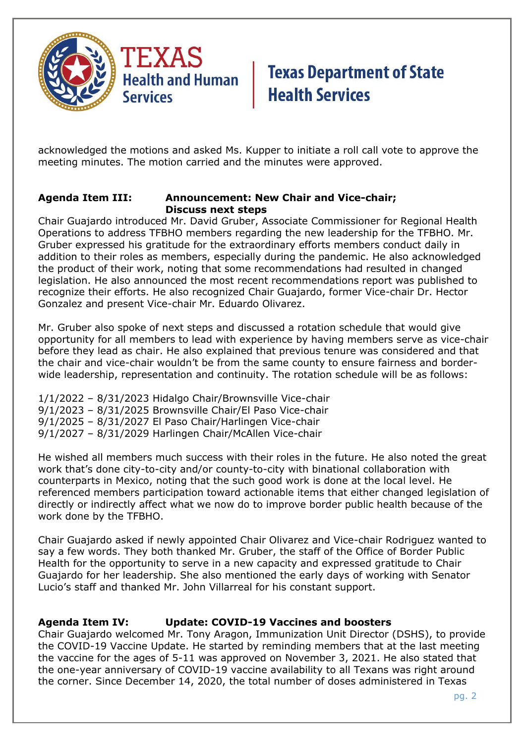acknowledged the motions and asked Ms. Kupper to initiate a roll call vote to approve the meeting minutes. The motion carried and the minutes were approved.

**Agenda Item III: Announcement: New Chair and Vice-chair; Discuss next steps**

Chair Guajardo introduced Mr. David Gruber, Associate Commissioner for Regional Health Operations to address TFBHO members regarding the new leadership for the TFBHO. Mr. Gruber expressed his gratitude for the extraordinary efforts members conduct daily in addition to their roles as members, especially during the pandemic. He also acknowledged the product of their work, noting that some recommendations had resulted in changed legislation. He also announced the most recent recommendations report was published to recognize their efforts. He also recognized Chair Guajardo, former Vice-chair Dr. Hector Gonzalez and present Vice-chair Mr. Eduardo Olivarez.

Mr. Gruber also spoke of next steps and discussed a rotation schedule that would give opportunity for all members to lead with experience by having members serve as vice-chair before they lead as chair. He also explained that previous tenure was considered and that the chair and vice-chair wouldn't be from the same county to ensure fairness and border-wide leadership, representation and continuity. The rotation schedule will be as follows:

1/1/2022 – 8/31/2023 Hidalgo Chair/Brownsville Vice-chair
9/1/2023 – 8/31/2025 Brownsville Chair/El Paso Vice-chair
9/1/2025 – 8/31/2027 El Paso Chair/Harlingen Vice-chair
9/1/2027 – 8/31/2029 Harlingen Chair/McAllen Vice-chair

He wished all members much success with their roles in the future. He also noted the great work that's done city-to-city and/or county-to-city with binational collaboration with counterparts in Mexico, noting that the such good work is done at the local level. He referenced members participation toward actionable items that either changed legislation of directly or indirectly affect what we now do to improve border public health because of the work done by the TFBHO.

Chair Guajardo asked if newly appointed Chair Olivarez and Vice-chair Rodriguez wanted to say a few words. They both thanked Mr. Gruber, the staff of the Office of Border Public Health for the opportunity to serve in a new capacity and expressed gratitude to Chair Guajardo for her leadership. She also mentioned the early days of working with Senator Lucio's staff and thanked Mr. John Villarreal for his constant support.

**Agenda Item IV: Update: COVID-19 Vaccines and boosters**

Chair Guajardo welcomed Mr. Tony Aragon, Immunization Unit Director (DSHS), to provide the COVID-19 Vaccine Update. He started by reminding members that at the last meeting the vaccine for the ages of 5-11 was approved on November 3, 2021. He also stated that the one-year anniversary of COVID-19 vaccine availability to all Texans was right around the corner. Since December 14, 2020, the total number of doses administered in Texas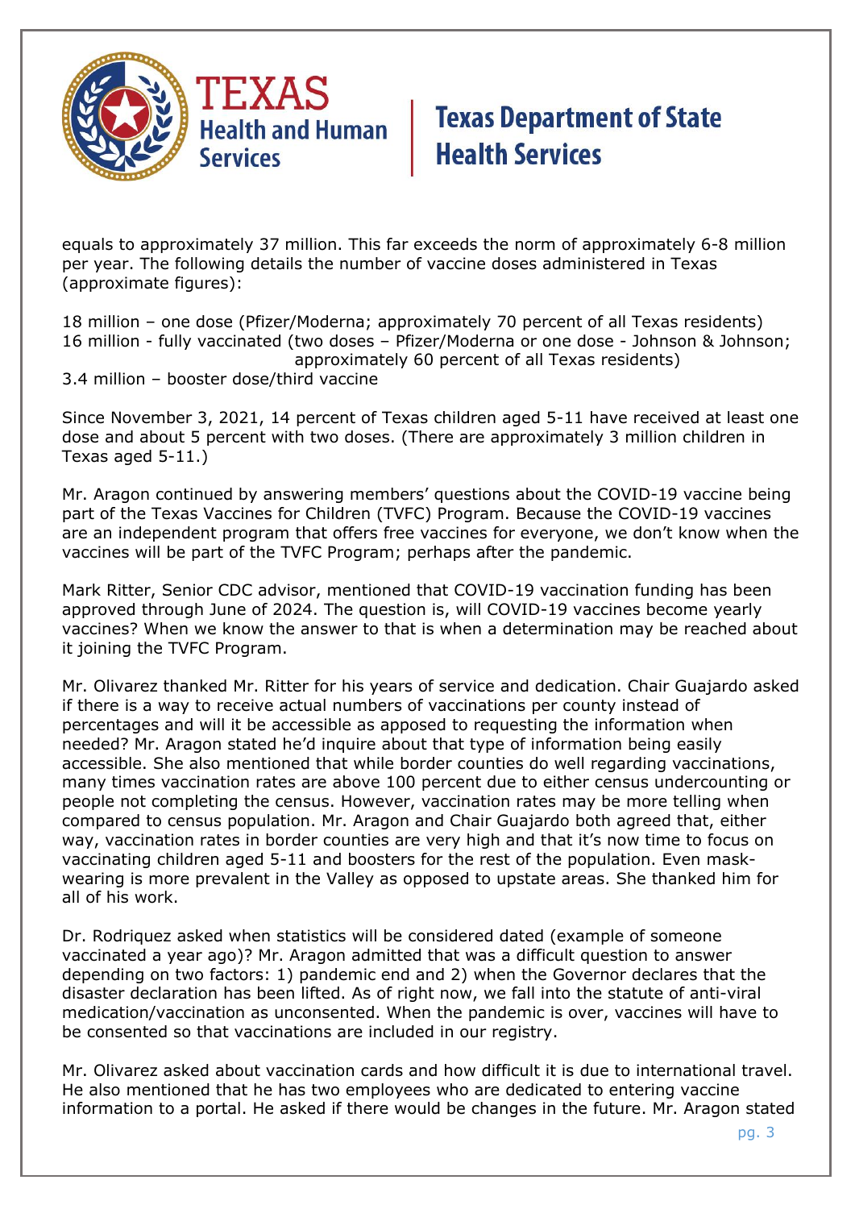equals to approximately 37 million. This far exceeds the norm of approximately 6-8 million per year. The following details the number of vaccine doses administered in Texas (approximate figures):

18 million – one dose (Pfizer/Moderna; approximately 70 percent of all Texas residents)
16 million - fully vaccinated (two doses – Pfizer/Moderna or one dose - Johnson & Johnson; approximately 60 percent of all Texas residents)
3.4 million – booster dose/third vaccine

Since November 3, 2021, 14 percent of Texas children aged 5-11 have received at least one dose and about 5 percent with two doses. (There are approximately 3 million children in Texas aged 5-11.)

Mr. Aragon continued by answering members' questions about the COVID-19 vaccine being part of the Texas Vaccines for Children (TVFC) Program. Because the COVID-19 vaccines are an independent program that offers free vaccines for everyone, we don't know when the vaccines will be part of the TVFC Program; perhaps after the pandemic.

Mark Ritter, Senior CDC advisor, mentioned that COVID-19 vaccination funding has been approved through June of 2024. The question is, will COVID-19 vaccines become yearly vaccines? When we know the answer to that is when a determination may be reached about it joining the TVFC Program.

Mr. Olivarez thanked Mr. Ritter for his years of service and dedication. Chair Guajardo asked if there is a way to receive actual numbers of vaccinations per county instead of percentages and will it be accessible as apposed to requesting the information when needed? Mr. Aragon stated he'd inquire about that type of information being easily accessible. She also mentioned that while border counties do well regarding vaccinations, many times vaccination rates are above 100 percent due to either census undercounting or people not completing the census. However, vaccination rates may be more telling when compared to census population. Mr. Aragon and Chair Guajardo both agreed that, either way, vaccination rates in border counties are very high and that it's now time to focus on vaccinating children aged 5-11 and boosters for the rest of the population. Even mask-wearing is more prevalent in the Valley as opposed to upstate areas. She thanked him for all of his work.

Dr. Rodriquez asked when statistics will be considered dated (example of someone vaccinated a year ago)? Mr. Aragon admitted that was a difficult question to answer depending on two factors: 1) pandemic end and 2) when the Governor declares that the disaster declaration has been lifted. As of right now, we fall into the statute of anti-viral medication/vaccination as unconsented. When the pandemic is over, vaccines will have to be consented so that vaccinations are included in our registry.

Mr. Olivarez asked about vaccination cards and how difficult it is due to international travel. He also mentioned that he has two employees who are dedicated to entering vaccine information to a portal. He asked if there would be changes in the future. Mr. Aragon stated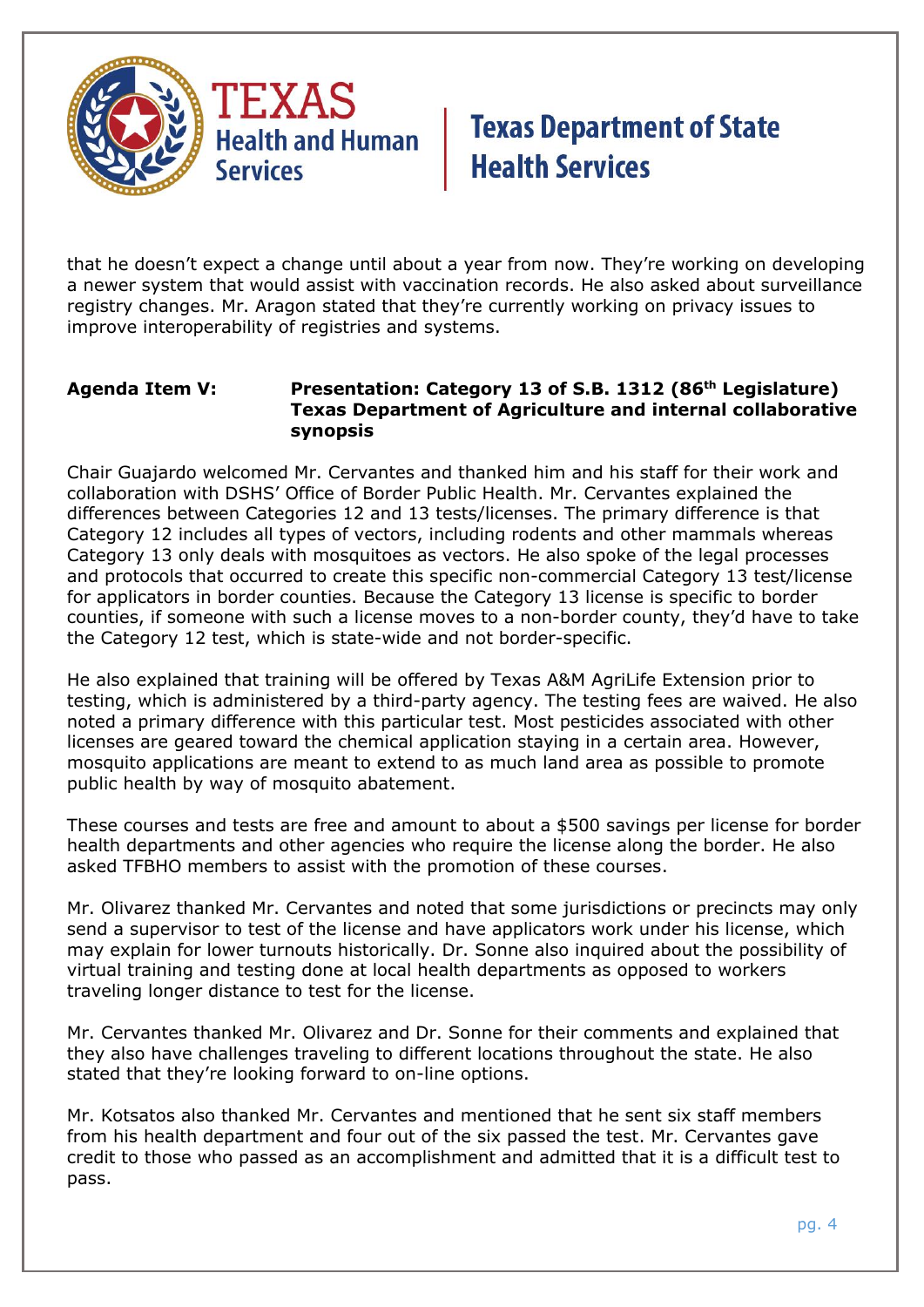that he doesn't expect a change until about a year from now. They're working on developing a newer system that would assist with vaccination records. He also asked about surveillance registry changes. Mr. Aragon stated that they're currently working on privacy issues to improve interoperability of registries and systems.

**Agenda Item V: Presentation: Category 13 of S.B. 1312 (86th Legislature) Texas Department of Agriculture and internal collaborative synopsis**

Chair Guajardo welcomed Mr. Cervantes and thanked him and his staff for their work and collaboration with DSHS' Office of Border Public Health. Mr. Cervantes explained the differences between Categories 12 and 13 tests/licenses. The primary difference is that Category 12 includes all types of vectors, including rodents and other mammals whereas Category 13 only deals with mosquitoes as vectors. He also spoke of the legal processes and protocols that occurred to create this specific non-commercial Category 13 test/license for applicators in border counties. Because the Category 13 license is specific to border counties, if someone with such a license moves to a non-border county, they'd have to take the Category 12 test, which is state-wide and not border-specific.

He also explained that training will be offered by Texas A&M AgriLife Extension prior to testing, which is administered by a third-party agency. The testing fees are waived. He also noted a primary difference with this particular test. Most pesticides associated with other licenses are geared toward the chemical application staying in a certain area. However, mosquito applications are meant to extend to as much land area as possible to promote public health by way of mosquito abatement.

These courses and tests are free and amount to about a $500 savings per license for border health departments and other agencies who require the license along the border. He also asked TFBHO members to assist with the promotion of these courses.

Mr. Olivarez thanked Mr. Cervantes and noted that some jurisdictions or precincts may only send a supervisor to test of the license and have applicators work under his license, which may explain for lower turnouts historically. Dr. Sonne also inquired about the possibility of virtual training and testing done at local health departments as opposed to workers traveling longer distance to test for the license.

Mr. Cervantes thanked Mr. Olivarez and Dr. Sonne for their comments and explained that they also have challenges traveling to different locations throughout the state. He also stated that they're looking forward to on-line options.

Mr. Kotsatos also thanked Mr. Cervantes and mentioned that he sent six staff members from his health department and four out of the six passed the test. Mr. Cervantes gave credit to those who passed as an accomplishment and admitted that it is a difficult test to pass.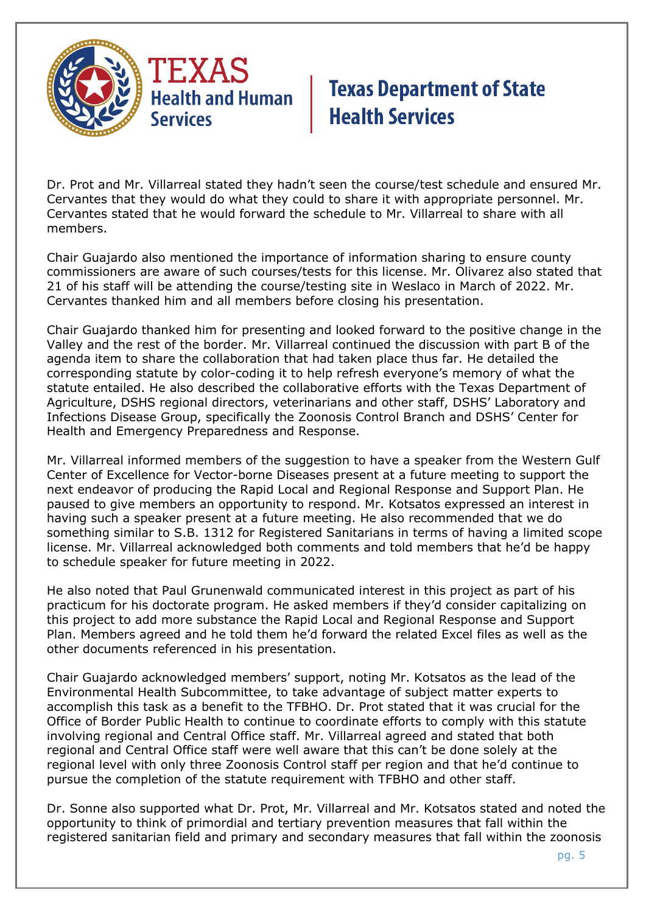Dr. Prot and Mr. Villarreal stated they hadn't seen the course/test schedule and ensured Mr. Cervantes that they would do what they could to share it with appropriate personnel. Mr. Cervantes stated that he would forward the schedule to Mr. Villarreal to share with all members.

Chair Guajardo also mentioned the importance of information sharing to ensure county commissioners are aware of such courses/tests for this license. Mr. Olivarez also stated that 21 of his staff will be attending the course/testing site in Weslaco in March of 2022. Mr. Cervantes thanked him and all members before closing his presentation.

Chair Guajardo thanked him for presenting and looked forward to the positive change in the Valley and the rest of the border. Mr. Villarreal continued the discussion with part B of the agenda item to share the collaboration that had taken place thus far. He detailed the corresponding statute by color-coding it to help refresh everyone's memory of what the statute entailed. He also described the collaborative efforts with the Texas Department of Agriculture, DSHS regional directors, veterinarians and other staff, DSHS' Laboratory and Infections Disease Group, specifically the Zoonosis Control Branch and DSHS' Center for Health and Emergency Preparedness and Response.

Mr. Villarreal informed members of the suggestion to have a speaker from the Western Gulf Center of Excellence for Vector-borne Diseases present at a future meeting to support the next endeavor of producing the Rapid Local and Regional Response and Support Plan. He paused to give members an opportunity to respond. Mr. Kotsatos expressed an interest in having such a speaker present at a future meeting. He also recommended that we do something similar to S.B. 1312 for Registered Sanitarians in terms of having a limited scope license. Mr. Villarreal acknowledged both comments and told members that he'd be happy to schedule speaker for future meeting in 2022.

He also noted that Paul Grunenwald communicated interest in this project as part of his practicum for his doctorate program. He asked members if they'd consider capitalizing on this project to add more substance the Rapid Local and Regional Response and Support Plan. Members agreed and he told them he'd forward the related Excel files as well as the other documents referenced in his presentation.

Chair Guajardo acknowledged members' support, noting Mr. Kotsatos as the lead of the Environmental Health Subcommittee, to take advantage of subject matter experts to accomplish this task as a benefit to the TFBHO. Dr. Prot stated that it was crucial for the Office of Border Public Health to continue to coordinate efforts to comply with this statute involving regional and Central Office staff. Mr. Villarreal agreed and stated that both regional and Central Office staff were well aware that this can't be done solely at the regional level with only three Zoonosis Control staff per region and that he'd continue to pursue the completion of the statute requirement with TFBHO and other staff.

Dr. Sonne also supported what Dr. Prot, Mr. Villarreal and Mr. Kotsatos stated and noted the opportunity to think of primordial and tertiary prevention measures that fall within the registered sanitarian field and primary and secondary measures that fall within the zoonosis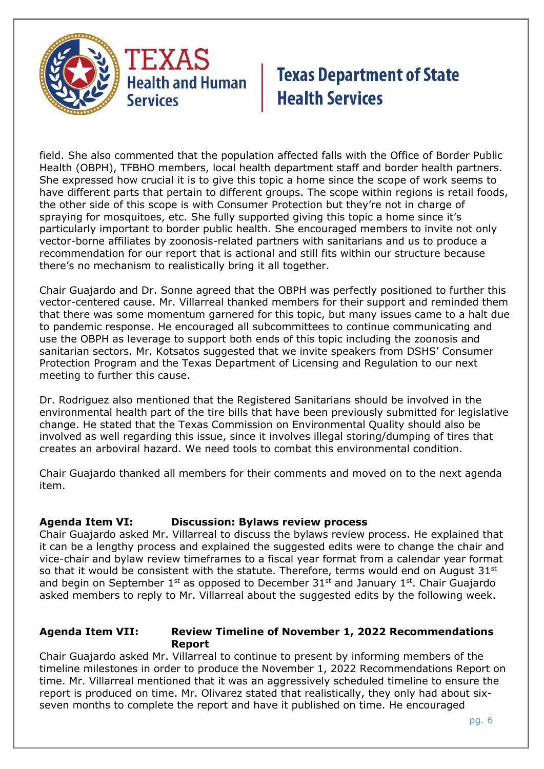field. She also commented that the population affected falls with the Office of Border Public Health (OBPH), TFBHO members, local health department staff and border health partners. She expressed how crucial it is to give this topic a home since the scope of work seems to have different parts that pertain to different groups. The scope within regions is retail foods, the other side of this scope is with Consumer Protection but they're not in charge of spraying for mosquitoes, etc. She fully supported giving this topic a home since it's particularly important to border public health. She encouraged members to invite not only vector-borne affiliates by zoonosis-related partners with sanitarians and us to produce a recommendation for our report that is actional and still fits within our structure because there's no mechanism to realistically bring it all together.

Chair Guajardo and Dr. Sonne agreed that the OBPH was perfectly positioned to further this vector-centered cause. Mr. Villarreal thanked members for their support and reminded them that there was some momentum garnered for this topic, but many issues came to a halt due to pandemic response. He encouraged all subcommittees to continue communicating and use the OBPH as leverage to support both ends of this topic including the zoonosis and sanitarian sectors. Mr. Kotsatos suggested that we invite speakers from DSHS' Consumer Protection Program and the Texas Department of Licensing and Regulation to our next meeting to further this cause.

Dr. Rodriguez also mentioned that the Registered Sanitarians should be involved in the environmental health part of the tire bills that have been previously submitted for legislative change. He stated that the Texas Commission on Environmental Quality should also be involved as well regarding this issue, since it involves illegal storing/dumping of tires that creates an arboviral hazard. We need tools to combat this environmental condition.

Chair Guajardo thanked all members for their comments and moved on to the next agenda item.

**Agenda Item VI: Discussion: Bylaws review process**

Chair Guajardo asked Mr. Villarreal to discuss the bylaws review process. He explained that it can be a lengthy process and explained the suggested edits were to change the chair and vice-chair and bylaw review timeframes to a fiscal year format from a calendar year format so that it would be consistent with the statute. Therefore, terms would end on August 31st and begin on September 1st as opposed to December 31st and January 1st. Chair Guajardo asked members to reply to Mr. Villarreal about the suggested edits by the following week.

**Agenda Item VII: Review Timeline of November 1, 2022 Recommendations Report**

Chair Guajardo asked Mr. Villarreal to continue to present by informing members of the timeline milestones in order to produce the November 1, 2022 Recommendations Report on time. Mr. Villarreal mentioned that it was an aggressively scheduled timeline to ensure the report is produced on time. Mr. Olivarez stated that realistically, they only had about six-seven months to complete the report and have it published on time. He encouraged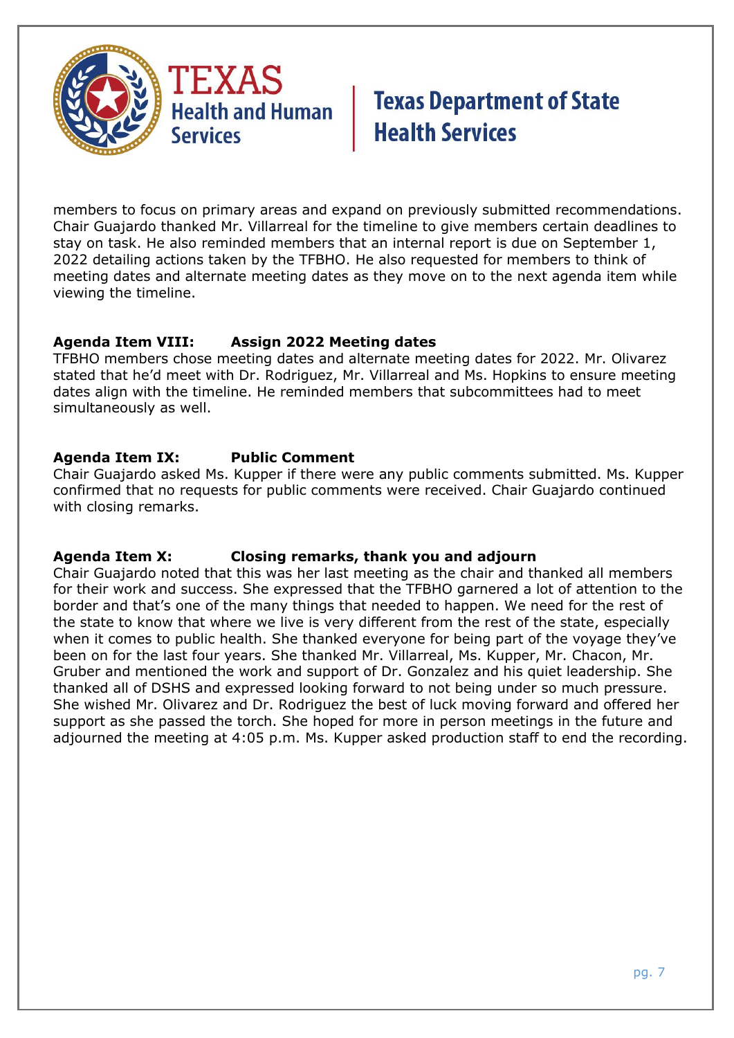members to focus on primary areas and expand on previously submitted recommendations. Chair Guajardo thanked Mr. Villarreal for the timeline to give members certain deadlines to stay on task. He also reminded members that an internal report is due on September 1, 2022 detailing actions taken by the TFBHO. He also requested for members to think of meeting dates and alternate meeting dates as they move on to the next agenda item while viewing the timeline.

**Agenda Item VIII: Assign 2022 Meeting dates**

TFBHO members chose meeting dates and alternate meeting dates for 2022. Mr. Olivarez stated that he'd meet with Dr. Rodriguez, Mr. Villarreal and Ms. Hopkins to ensure meeting dates align with the timeline. He reminded members that subcommittees had to meet simultaneously as well.

**Agenda Item IX: Public Comment**

Chair Guajardo asked Ms. Kupper if there were any public comments submitted. Ms. Kupper confirmed that no requests for public comments were received. Chair Guajardo continued with closing remarks.

**Agenda Item X: Closing remarks, thank you and adjourn**

Chair Guajardo noted that this was her last meeting as the chair and thanked all members for their work and success. She expressed that the TFBHO garnered a lot of attention to the border and that's one of the many things that needed to happen. We need for the rest of the state to know that where we live is very different from the rest of the state, especially when it comes to public health. She thanked everyone for being part of the voyage they've been on for the last four years. She thanked Mr. Villarreal, Ms. Kupper, Mr. Chacon, Mr. Gruber and mentioned the work and support of Dr. Gonzalez and his quiet leadership. She thanked all of DSHS and expressed looking forward to not being under so much pressure. She wished Mr. Olivarez and Dr. Rodriguez the best of luck moving forward and offered her support as she passed the torch. She hoped for more in person meetings in the future and adjourned the meeting at 4:05 p.m. Ms. Kupper asked production staff to end the recording.